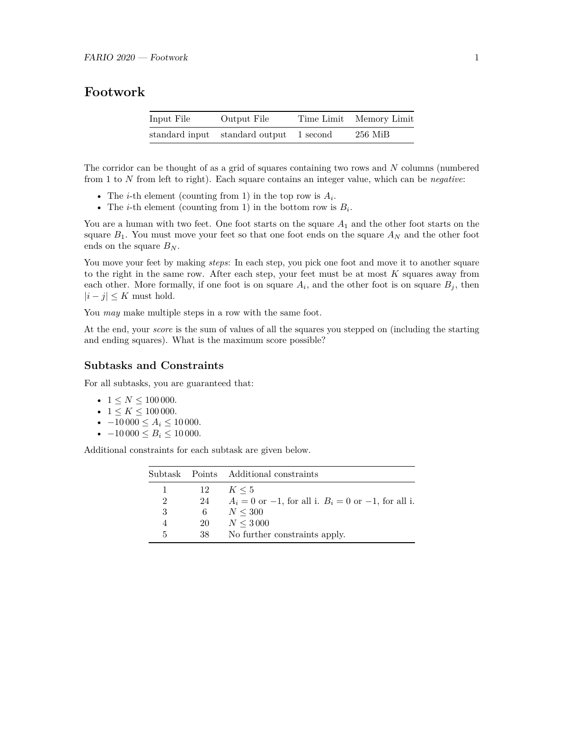# Footwork

| Input File | Output File | Time Limit | Memory Limit |
|---|---|---|---|
| standard input | standard output | 1 second | 256 MiB |

The corridor can be thought of as a grid of squares containing two rows and $N$ columns (numbered from 1 to $N$ from left to right). Each square contains an integer value, which can be *negative*:

- The $i$-th element (counting from 1) in the top row is $A_i$.
- The $i$-th element (counting from 1) in the bottom row is $B_i$.

You are a human with two feet. One foot starts on the square $A_1$ and the other foot starts on the square $B_1$. You must move your feet so that one foot ends on the square $A_N$ and the other foot ends on the square $B_N$.

You move your feet by making *steps*: In each step, you pick one foot and move it to another square to the right in the same row. After each step, your feet must be at most $K$ squares away from each other. More formally, if one foot is on square $A_i$, and the other foot is on square $B_j$, then $|i - j| \leq K$ must hold.

You *may* make multiple steps in a row with the same foot.

At the end, your *score* is the sum of values of all the squares you stepped on (including the starting and ending squares). What is the maximum score possible?

## Subtasks and Constraints

For all subtasks, you are guaranteed that:

- $1 \leq N \leq 100\,000$.
- $1 \leq K \leq 100\,000$.
- $-10\,000 \leq A_i \leq 10\,000$.
- $-10\,000 \leq B_i \leq 10\,000$.

Additional constraints for each subtask are given below.

| Subtask | Points | Additional constraints |
|---|---|---|
| 1 | 12 | $K \leq 5$ |
| 2 | 24 | $A_i = 0$ or $-1$, for all i. $B_i = 0$ or $-1$, for all i. |
| 3 | 6 | $N \leq 300$ |
| 4 | 20 | $N \leq 3\,000$ |
| 5 | 38 | No further constraints apply. |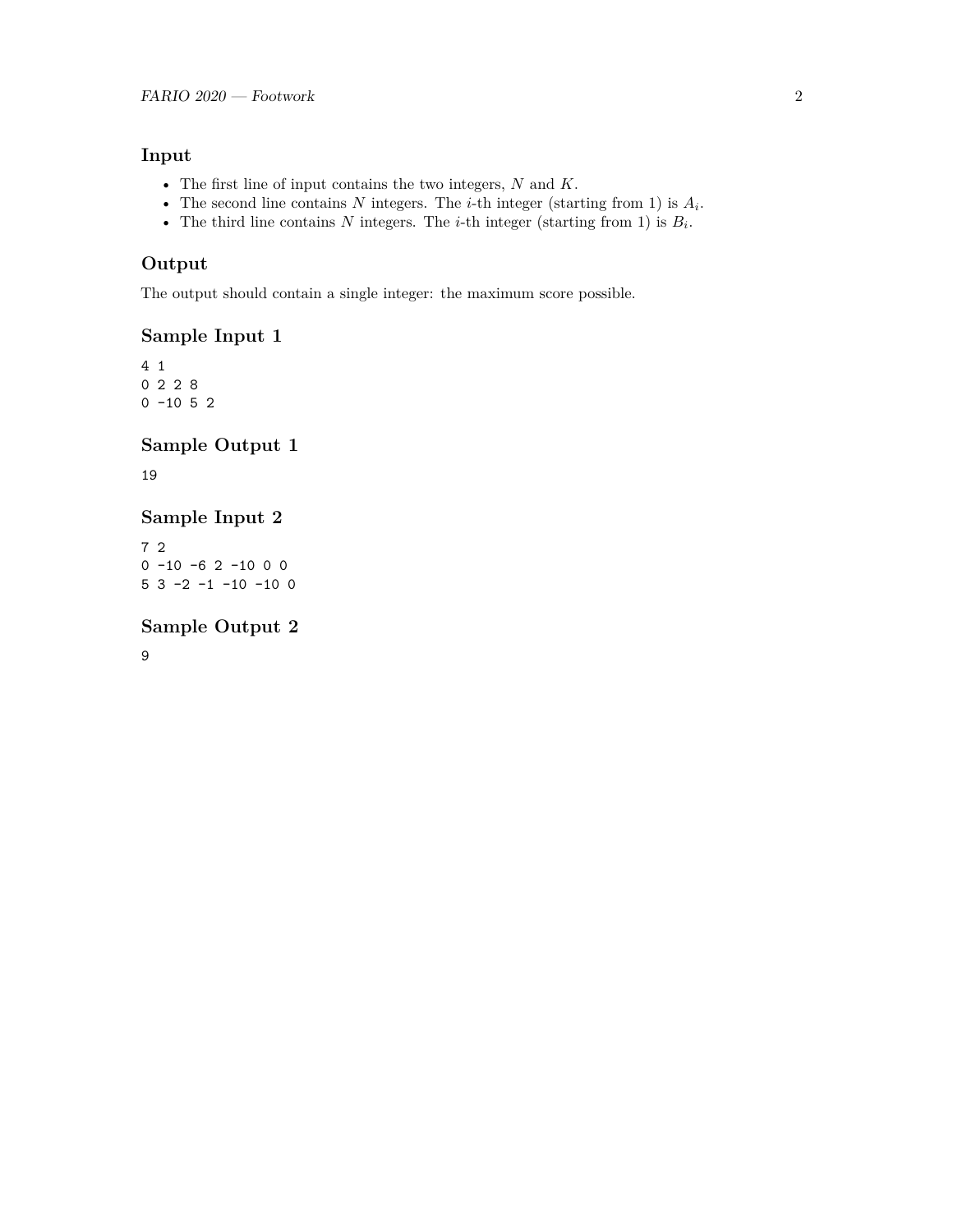## Input

- The first line of input contains the two integers, $N$ and $K$.
- The second line contains $N$ integers. The $i$-th integer (starting from 1) is $A_i$.
- The third line contains $N$ integers. The $i$-th integer (starting from 1) is $B_i$.

## Output

The output should contain a single integer: the maximum score possible.

## Sample Input 1

```
4 1
0 2 2 8
0 -10 5 2
```

## Sample Output 1

```
19
```

## Sample Input 2

```
7 2
0 -10 -6 2 -10 0 0
5 3 -2 -1 -10 -10 0
```

## Sample Output 2

```
9
```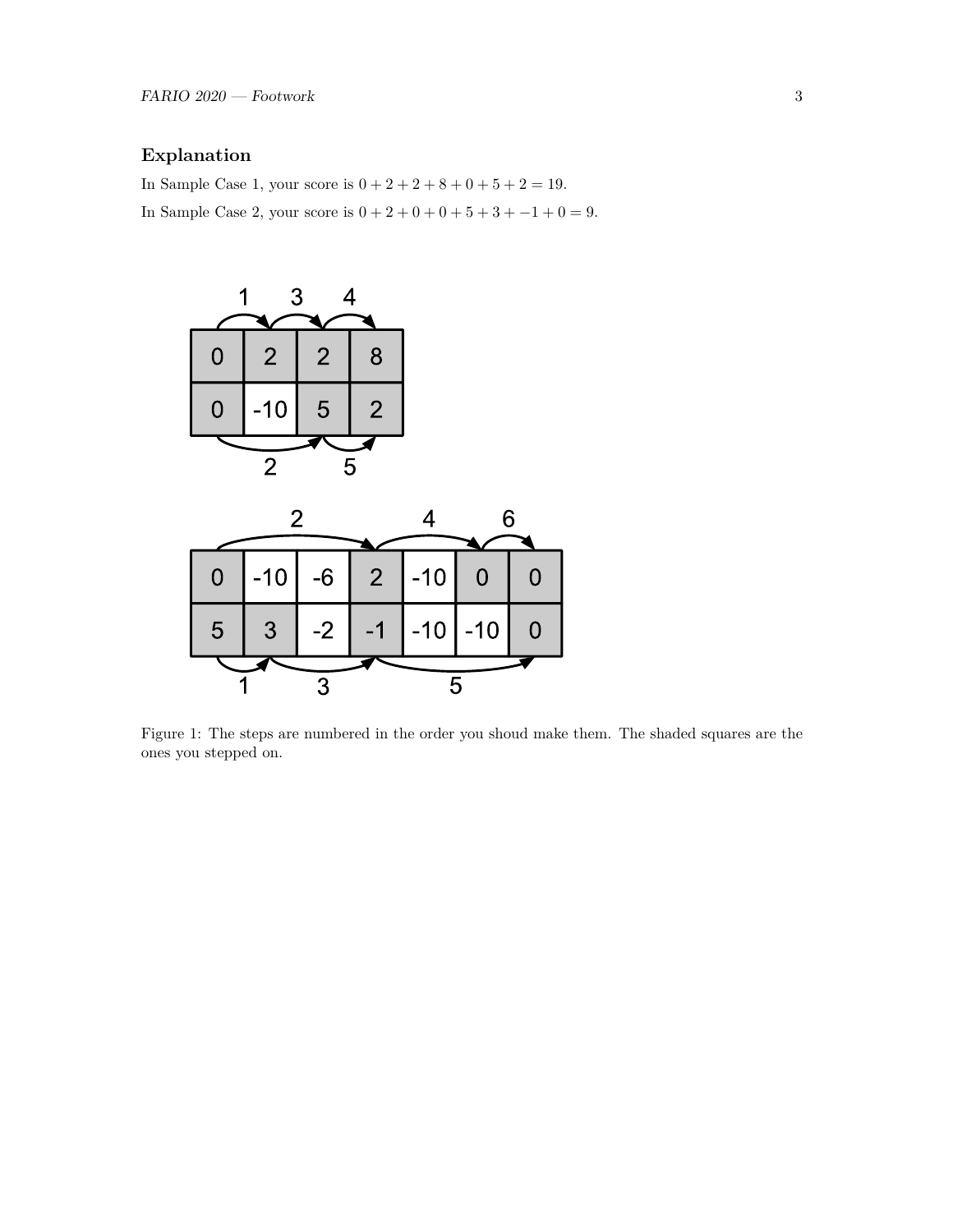### Explanation

In Sample Case 1, your score is $0 + 2 + 2 + 8 + 0 + 5 + 2 = 19$.

In Sample Case 2, your score is $0 + 2 + 0 + 0 + 5 + 3 + -1 + 0 = 9$.

1 3 4

| | | | |
|---|---|---|---|
| 0 | 2 | 2 | 8 |
| 0 | -10 | 5 | 2 |

2 5

2 4 6

| | | | | | | |
|---|---|---|---|---|---|---|
| 0 | -10 | -6 | 2 | -10 | 0 | 0 |
| 5 | 3 | -2 | -1 | -10 | -10 | 0 |

1 3 5

Figure 1: The steps are numbered in the order you shoud make them. The shaded squares are the ones you stepped on.